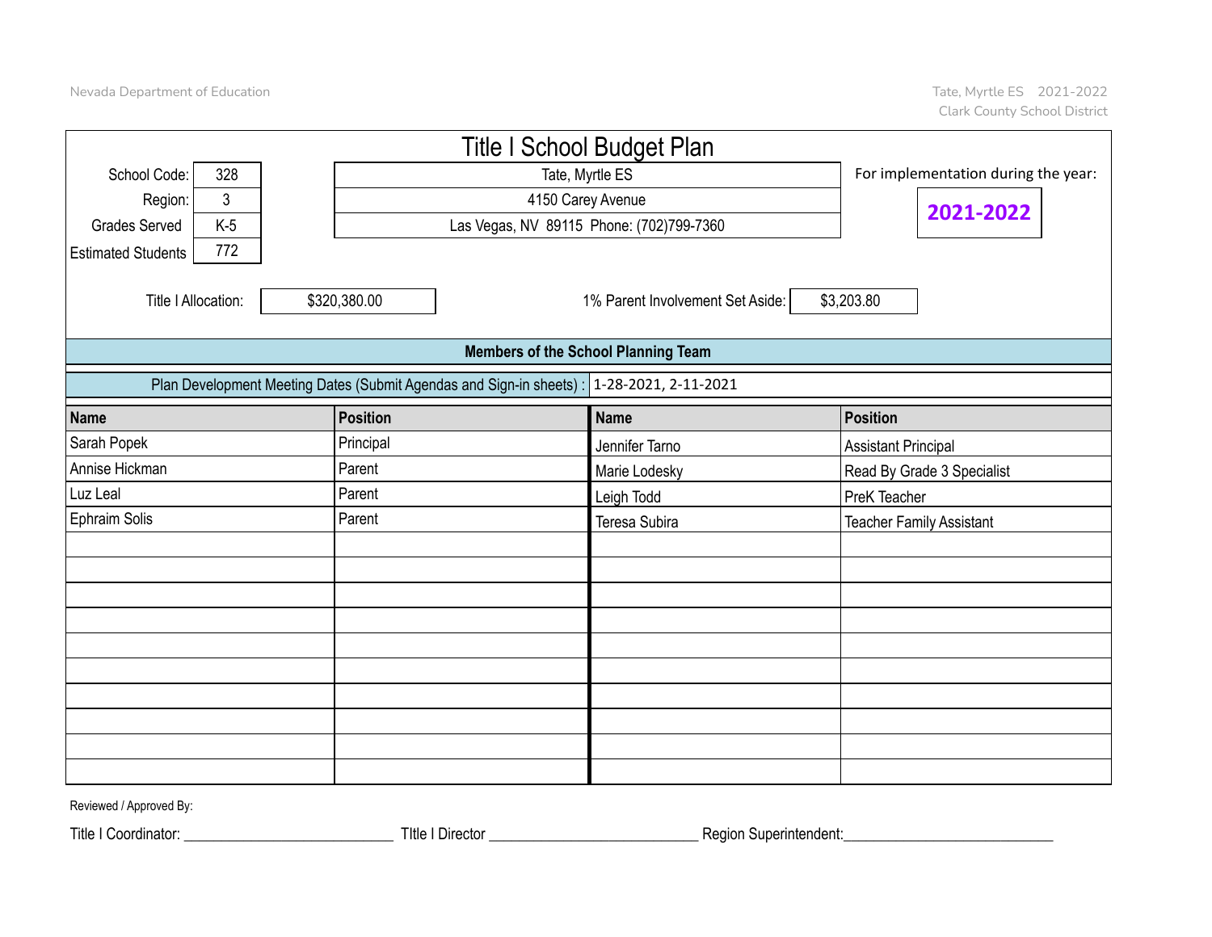# Title I School Budget Plan

| | |
|---|---|
| School Code: | 328 |
| Region: | 3 |
| Grades Served | K-5 |
| Estimated Students | 772 |

Tate, Myrtle ES
4150 Carey Avenue
Las Vegas, NV 89115 Phone: (702)799-7360

For implementation during the year: **2021-2022**

Title I Allocation: $320,380.00

1% Parent Involvement Set Aside: $3,203.80

## Members of the School Planning Team

Plan Development Meeting Dates (Submit Agendas and Sign-in sheets) : 1-28-2021, 2-11-2021

| Name | Position | Name | Position |
|---|---|---|---|
| Sarah Popek | Principal | Jennifer Tarno | Assistant Principal |
| Annise Hickman | Parent | Marie Lodesky | Read By Grade 3 Specialist |
| Luz Leal | Parent | Leigh Todd | PreK Teacher |
| Ephraim Solis | Parent | Teresa Subira | Teacher Family Assistant |
| | | | |
| | | | |
| | | | |
| | | | |
| | | | |
| | | | |
| | | | |
| | | | |
| | | | |
| | | | |

Reviewed / Approved By:

Title I Coordinator: ____________________________ TItle I Director ____________________________ Region Superintendent:____________________________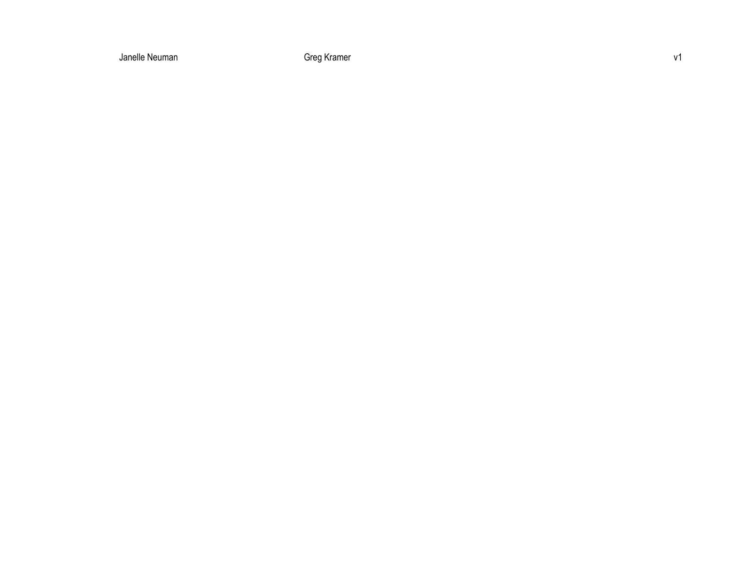Janelle Neuman | Greg Kramer | v1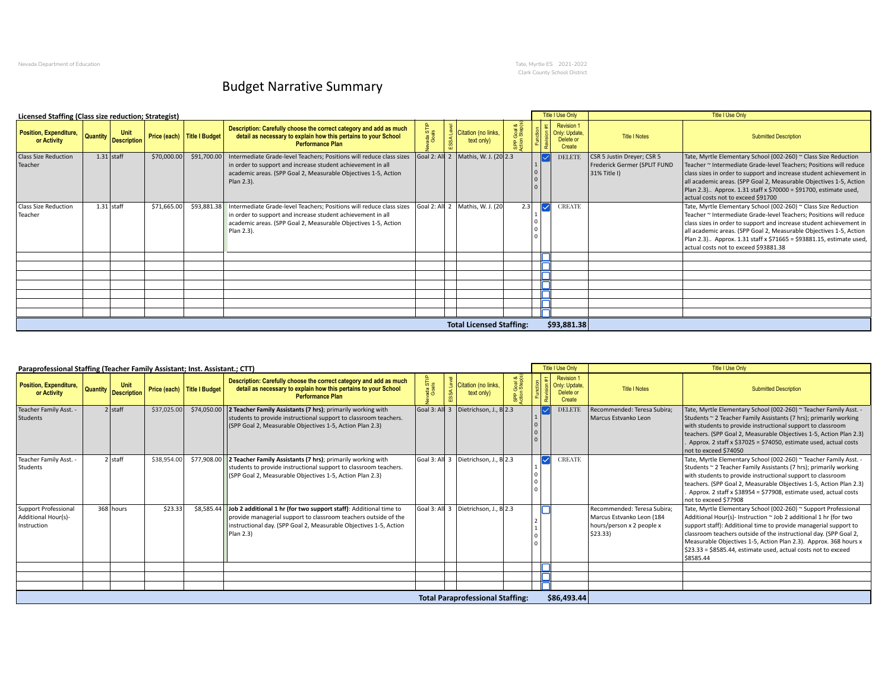# Budget Narrative Summary

**Licensed Staffing (Class size reduction; Strategist)**

| Position, Expenditure, or Activity | Quantity | Unit Description | Price (each) | Title I Budget | Description: Carefully choose the correct category and add as much detail as necessary to explain how this pertains to your School Performance Plan | Nevada STIP Goals | ESSA Level | Citation (no links, text only) | SPP Goal & Action Step(s) | Function | Revision #1 | Revision 1 Only: Update, Delete or Create | Title I Notes | Submitted Description |
|---|---|---|---|---|---|---|---|---|---|---|---|---|---|---|
| | | | | | | | | | | Title I Use Only | | | Title I Use Only | |
| Class Size Reduction Teacher | 1.31 | staff | $70,000.00 | $91,700.00 | Intermediate Grade-level Teachers; Positions will reduce class sizes in order to support and increase student achievement in all academic areas. (SPP Goal 2, Measurable Objectives 1-5, Action Plan 2.3). | Goal 2: All | 2 | Mathis, W. J. (20 | 2.3 | 1000 | ☑ | DELETE | CSR 5 Justin Dreyer; CSR 5 Frederick Germer (SPLIT FUND 31% Title I) | Tate, Myrtle Elementary School (002-260) ~ Class Size Reduction Teacher ~ Intermediate Grade-level Teachers; Positions will reduce class sizes in order to support and increase student achievement in all academic areas. (SPP Goal 2, Measurable Objectives 1-5, Action Plan 2.3).. Approx. 1.31 staff x $70000 = $91700, estimate used, actual costs not to exceed $91700 |
| Class Size Reduction Teacher | 1.31 | staff | $71,665.00 | $93,881.38 | Intermediate Grade-level Teachers; Positions will reduce class sizes in order to support and increase student achievement in all academic areas. (SPP Goal 2, Measurable Objectives 1-5, Action Plan 2.3). | Goal 2: All | 2 | Mathis, W. J. (20 | 2.3 | 1000 | ☑ | CREATE | | Tate, Myrtle Elementary School (002-260) ~ Class Size Reduction Teacher ~ Intermediate Grade-level Teachers; Positions will reduce class sizes in order to support and increase student achievement in all academic areas. (SPP Goal 2, Measurable Objectives 1-5, Action Plan 2.3).. Approx. 1.31 staff x $71665 = $93881.15, estimate used, actual costs not to exceed $93881.38 |
| | | | | | | | | | | | ☐ | | | |
| | | | | | | | | | | | ☐ | | | |
| | | | | | | | | | | | ☐ | | | |
| | | | | | | | | | | | ☐ | | | |
| | | | | | | | | | | | ☐ | | | |
| | | | | | | | | | | | ☐ | | | |
| | | | | | | | | | | | ☐ | | | |
| | | | | | | | | Total Licensed Staffing: | | | | $93,881.38 | | |

**Paraprofessional Staffing (Teacher Family Assistant; Inst. Assistant.; CTT)**

| Position, Expenditure, or Activity | Quantity | Unit Description | Price (each) | Title I Budget | Description: Carefully choose the correct category and add as much detail as necessary to explain how this pertains to your School Performance Plan | Nevada STIP Goals | ESSA Level | Citation (no links, text only) | SPP Goal & Action Step(s) | Function | Revision #1 | Revision 1 Only: Update, Delete or Create | Title I Notes | Submitted Description |
|---|---|---|---|---|---|---|---|---|---|---|---|---|---|---|
| | | | | | | | | | | Title I Use Only | | | Title I Use Only | |
| Teacher Family Asst. - Students | 2 | staff | $37,025.00 | $74,050.00 | **2 Teacher Family Assistants (7 hrs)**; primarily working with students to provide instructional support to classroom teachers. (SPP Goal 2, Measurable Objectives 1-5, Action Plan 2.3) | Goal 3: All | 3 | Dietrichson, J., B | 2.3 | 1000 | ☑ | DELETE | Recommended: Teresa Subira; Marcus Estvanko Leon | Tate, Myrtle Elementary School (002-260) ~ Teacher Family Asst. - Students ~ 2 Teacher Family Assistants (7 hrs); primarily working with students to provide instructional support to classroom teachers. (SPP Goal 2, Measurable Objectives 1-5, Action Plan 2.3) . Approx. 2 staff x $37025 = $74050, estimate used, actual costs not to exceed $74050 |
| Teacher Family Asst. - Students | 2 | staff | $38,954.00 | $77,908.00 | **2 Teacher Family Assistants (7 hrs)**; primarily working with students to provide instructional support to classroom teachers. (SPP Goal 2, Measurable Objectives 1-5, Action Plan 2.3) | Goal 3: All | 3 | Dietrichson, J., B | 2.3 | 1000 | ☑ | CREATE | | Tate, Myrtle Elementary School (002-260) ~ Teacher Family Asst. - Students ~ 2 Teacher Family Assistants (7 hrs); primarily working with students to provide instructional support to classroom teachers. (SPP Goal 2, Measurable Objectives 1-5, Action Plan 2.3) . Approx. 2 staff x $38954 = $77908, estimate used, actual costs not to exceed $77908 |
| Support Professional Additional Hour(s)-Instruction | 368 | hours | $23.33 | $8,585.44 | **Job 2 additional 1 hr (for two support staff)**: Additional time to provide managerial support to classroom teachers outside of the instructional day. (SPP Goal 2, Measurable Objectives 1-5, Action Plan 2.3) | Goal 3: All | 3 | Dietrichson, J., B | 2.3 | 2100 | ☐ | | Recommended: Teresa Subira; Marcus Estvanko Leon (184 hours/person x 2 people x $23.33) | Tate, Myrtle Elementary School (002-260) ~ Support Professional Additional Hour(s)- Instruction ~ Job 2 additional 1 hr (for two support staff): Additional time to provide managerial support to classroom teachers outside of the instructional day. (SPP Goal 2, Measurable Objectives 1-5, Action Plan 2.3). Approx. 368 hours x $23.33 = $8585.44, estimate used, actual costs not to exceed $8585.44 |
| | | | | | | | | | | | ☐ | | | |
| | | | | | | | | | | | ☐ | | | |
| | | | | | | | | | | | ☐ | | | |
| | | | | | | | | Total Paraprofessional Staffing: | | | | $86,493.44 | | |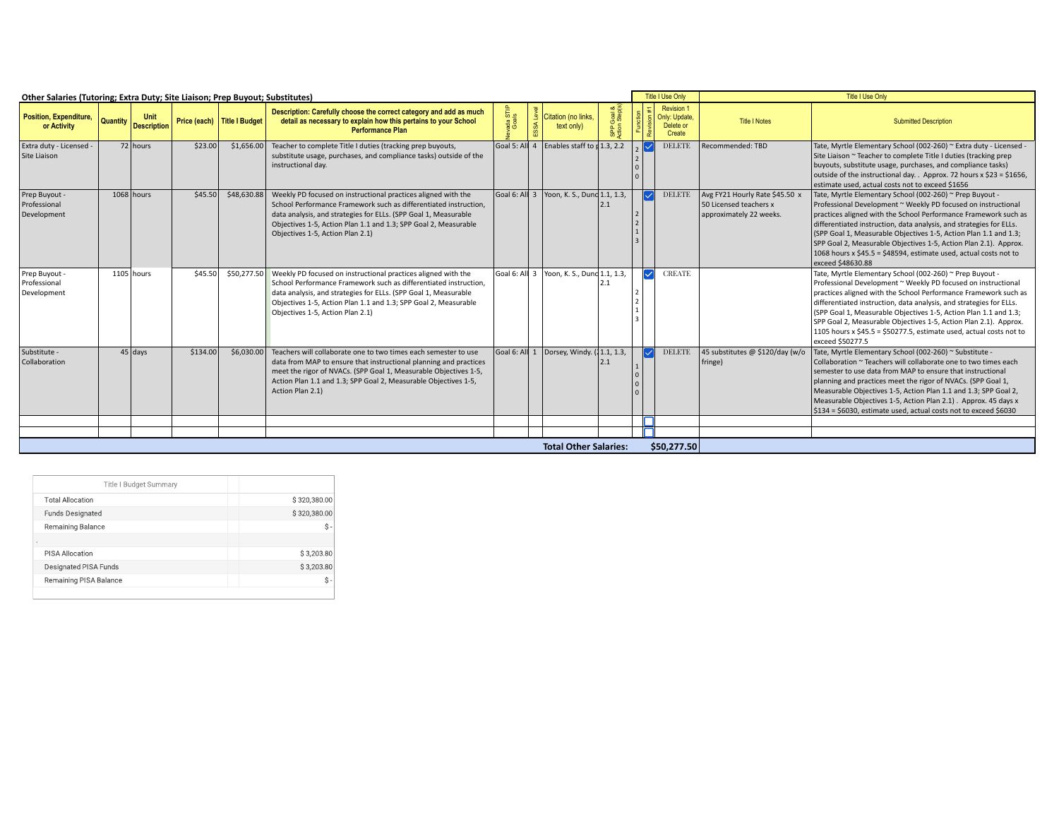**Other Salaries (Tutoring; Extra Duty; Site Liaison; Prep Buyout; Substitutes)**

| Position, Expenditure, or Activity | Quantity | Unit Description | Price (each) | Title I Budget | Description: Carefully choose the correct category and add as much detail as necessary to explain how this pertains to your School Performance Plan | Nevada STIP Goals | ESSA Level | Citation (no links, text only) | SPP Goal & Action Step(s) | Function (Title I Use Only) | Revision #1 (Title I Use Only) | Revision 1 Only: Update, Delete or Create (Title I Use Only) | Title I Notes (Title I Use Only) | Submitted Description (Title I Use Only) |
|---|---|---|---|---|---|---|---|---|---|---|---|---|---|---|
| Extra duty - Licensed - Site Liaison | 72 | hours | $23.00 | $1,656.00 | Teacher to complete Title I duties (tracking prep buyouts, substitute usage, purchases, and compliance tasks) outside of the instructional day. | Goal 5: All | 4 | Enables staff to p | 1.3, 2.2 | 2200 | ☑ | DELETE | Recommended: TBD | Tate, Myrtle Elementary School (002-260) ~ Extra duty - Licensed - Site Liaison ~ Teacher to complete Title I duties (tracking prep buyouts, substitute usage, purchases, and compliance tasks) outside of the instructional day. . Approx. 72 hours x $23 = $1656, estimate used, actual costs not to exceed $1656 |
| Prep Buyout - Professional Development | 1068 | hours | $45.50 | $48,630.88 | Weekly PD focused on instructional practices aligned with the School Performance Framework such as differentiated instruction, data analysis, and strategies for ELLs. (SPP Goal 1, Measurable Objectives 1-5, Action Plan 1.1 and 1.3; SPP Goal 2, Measurable Objectives 1-5, Action Plan 2.1) | Goal 6: All | 3 | Yoon, K. S., Dunc | 1.1, 1.3, 2.1 | 2213 | ☑ | DELETE | Avg FY21 Hourly Rate $45.50 x 50 Licensed teachers x approximately 22 weeks. | Tate, Myrtle Elementary School (002-260) ~ Prep Buyout - Professional Development ~ Weekly PD focused on instructional practices aligned with the School Performance Framework such as differentiated instruction, data analysis, and strategies for ELLs. (SPP Goal 1, Measurable Objectives 1-5, Action Plan 1.1 and 1.3; SPP Goal 2, Measurable Objectives 1-5, Action Plan 2.1). Approx. 1068 hours x $45.5 = $48594, estimate used, actual costs not to exceed $48630.88 |
| Prep Buyout - Professional Development | 1105 | hours | $45.50 | $50,277.50 | Weekly PD focused on instructional practices aligned with the School Performance Framework such as differentiated instruction, data analysis, and strategies for ELLs. (SPP Goal 1, Measurable Objectives 1-5, Action Plan 1.1 and 1.3; SPP Goal 2, Measurable Objectives 1-5, Action Plan 2.1) | Goal 6: All | 3 | Yoon, K. S., Dunc | 1.1, 1.3, 2.1 | 2213 | ☑ | CREATE | | Tate, Myrtle Elementary School (002-260) ~ Prep Buyout - Professional Development ~ Weekly PD focused on instructional practices aligned with the School Performance Framework such as differentiated instruction, data analysis, and strategies for ELLs. (SPP Goal 1, Measurable Objectives 1-5, Action Plan 1.1 and 1.3; SPP Goal 2, Measurable Objectives 1-5, Action Plan 2.1). Approx. 1105 hours x $45.5 = $50277.5, estimate used, actual costs not to exceed $50277.5 |
| Substitute - Collaboration | 45 | days | $134.00 | $6,030.00 | Teachers will collaborate one to two times each semester to use data from MAP to ensure that instructional planning and practices meet the rigor of NVACs. (SPP Goal 1, Measurable Objectives 1-5, Action Plan 1.1 and 1.3; SPP Goal 2, Measurable Objectives 1-5, Action Plan 2.1) | Goal 6: All | 1 | Dorsey, Windy. ( | 1.1, 1.3, 2.1 | 1000 | ☑ | DELETE | 45 substitutes @ $120/day (w/o fringe) | Tate, Myrtle Elementary School (002-260) ~ Substitute - Collaboration ~ Teachers will collaborate one to two times each semester to use data from MAP to ensure that instructional planning and practices meet the rigor of NVACs. (SPP Goal 1, Measurable Objectives 1-5, Action Plan 1.1 and 1.3; SPP Goal 2, Measurable Objectives 1-5, Action Plan 2.1) . Approx. 45 days x $134 = $6030, estimate used, actual costs not to exceed $6030 |
| | | | | | | | | | | | ☐ | | | |
| | | | | | | | | | | | ☐ | | | |
| | | | | | | | | **Total Other Salaries:** | | | | **$50,277.50** | | |

| Title I Budget Summary | |
|---|---|
| Total Allocation | $ 320,380.00 |
| Funds Designated | $ 320,380.00 |
| Remaining Balance | $ - |
| | |
| PISA Allocation | $ 3,203.80 |
| Designated PISA Funds | $ 3,203.80 |
| Remaining PISA Balance | $ - |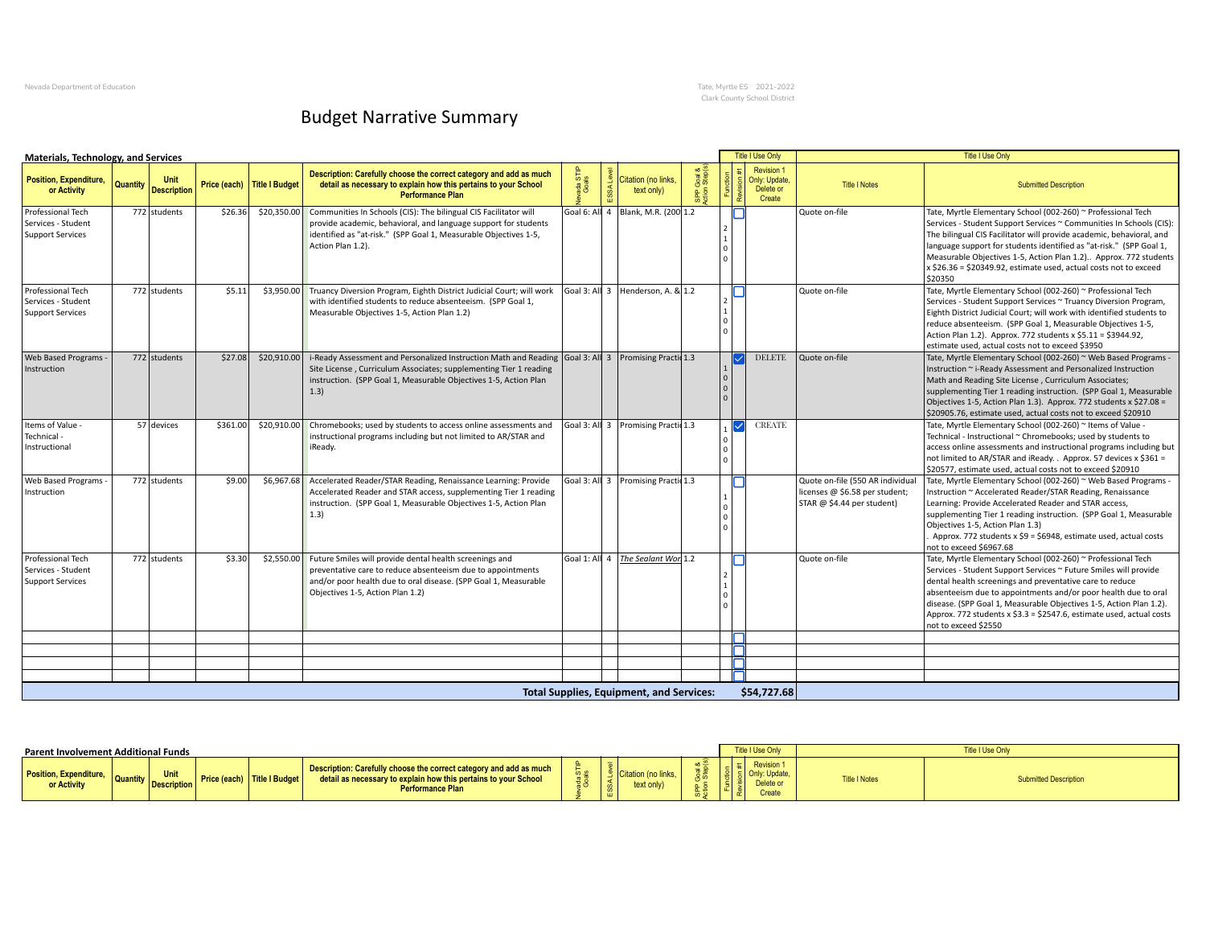# Budget Narrative Summary

## Materials, Technology, and Services

| Position, Expenditure, or Activity | Quantity | Unit Description | Price (each) | Title I Budget | Description: Carefully choose the correct category and add as much detail as necessary to explain how this pertains to your School Performance Plan | Nevada STIP Goals | ESSA Level | Citation (no links, text only) | SPP Goal & Action Step(s) | Function | Revision #1 | Revision 1 Only: Update, Delete or Create | Title I Notes | Submitted Description |
|---|---|---|---|---|---|---|---|---|---|---|---|---|---|---|
| | | | | | | | | | | Title I Use Only | | | Title I Use Only | |
| Professional Tech Services - Student Support Services | 772 | students | $26.36 | $20,350.00 | Communities In Schools (CIS): The bilingual CIS Facilitator will provide academic, behavioral, and language support for students identified as "at-risk." (SPP Goal 1, Measurable Objectives 1-5, Action Plan 1.2). | Goal 6: All | 4 | Blank, M.R. (200 | 1.2 | 2100 | ☐ | | Quote on-file | Tate, Myrtle Elementary School (002-260) ~ Professional Tech Services - Student Support Services ~ Communities In Schools (CIS): The bilingual CIS Facilitator will provide academic, behavioral, and language support for students identified as "at-risk." (SPP Goal 1, Measurable Objectives 1-5, Action Plan 1.2).. Approx. 772 students x $26.36 = $20349.92, estimate used, actual costs not to exceed $20350 |
| Professional Tech Services - Student Support Services | 772 | students | $5.11 | $3,950.00 | Truancy Diversion Program, Eighth District Judicial Court; will work with identified students to reduce absenteeism. (SPP Goal 1, Measurable Objectives 1-5, Action Plan 1.2) | Goal 3: All | 3 | Henderson, A. & | 1.2 | 2100 | ☐ | | Quote on-file | Tate, Myrtle Elementary School (002-260) ~ Professional Tech Services - Student Support Services ~ Truancy Diversion Program, Eighth District Judicial Court; will work with identified students to reduce absenteeism. (SPP Goal 1, Measurable Objectives 1-5, Action Plan 1.2). Approx. 772 students x $5.11 = $3944.92, estimate used, actual costs not to exceed $3950 |
| Web Based Programs - Instruction | 772 | students | $27.08 | $20,910.00 | i-Ready Assessment and Personalized Instruction Math and Reading Site License , Curriculum Associates; supplementing Tier 1 reading instruction. (SPP Goal 1, Measurable Objectives 1-5, Action Plan 1.3) | Goal 3: All | 3 | Promising Practic | 1.3 | 1000 | ☑ | DELETE | Quote on-file | Tate, Myrtle Elementary School (002-260) ~ Web Based Programs - Instruction ~ i-Ready Assessment and Personalized Instruction Math and Reading Site License , Curriculum Associates; supplementing Tier 1 reading instruction. (SPP Goal 1, Measurable Objectives 1-5, Action Plan 1.3). Approx. 772 students x $27.08 = $20905.76, estimate used, actual costs not to exceed $20910 |
| Items of Value - Technical - Instructional | 57 | devices | $361.00 | $20,910.00 | Chromebooks; used by students to access online assessments and instructional programs including but not limited to AR/STAR and iReady. | Goal 3: All | 3 | Promising Practic | 1.3 | 1000 | ☑ | CREATE | | Tate, Myrtle Elementary School (002-260) ~ Items of Value - Technical - Instructional ~ Chromebooks; used by students to access online assessments and instructional programs including but not limited to AR/STAR and iReady. . Approx. 57 devices x $361 = $20577, estimate used, actual costs not to exceed $20910 |
| Web Based Programs - Instruction | 772 | students | $9.00 | $6,967.68 | Accelerated Reader/STAR Reading, Renaissance Learning: Provide Accelerated Reader and STAR access, supplementing Tier 1 reading instruction. (SPP Goal 1, Measurable Objectives 1-5, Action Plan 1.3) | Goal 3: All | 3 | Promising Practic | 1.3 | 1000 | ☐ | | Quote on-file (550 AR individual licenses @ $6.58 per student; STAR @ $4.44 per student) | Tate, Myrtle Elementary School (002-260) ~ Web Based Programs - Instruction ~ Accelerated Reader/STAR Reading, Renaissance Learning: Provide Accelerated Reader and STAR access, supplementing Tier 1 reading instruction. (SPP Goal 1, Measurable Objectives 1-5, Action Plan 1.3) . Approx. 772 students x $9 = $6948, estimate used, actual costs not to exceed $6967.68 |
| Professional Tech Services - Student Support Services | 772 | students | $3.30 | $2,550.00 | Future Smiles will provide dental health screenings and preventative care to reduce absenteeism due to appointments and/or poor health due to oral disease. (SPP Goal 1, Measurable Objectives 1-5, Action Plan 1.2) | Goal 1: All | 4 | *The Sealant Wor* | 1.2 | 2100 | ☐ | | Quote on-file | Tate, Myrtle Elementary School (002-260) ~ Professional Tech Services - Student Support Services ~ Future Smiles will provide dental health screenings and preventative care to reduce absenteeism due to appointments and/or poor health due to oral disease. (SPP Goal 1, Measurable Objectives 1-5, Action Plan 1.2). Approx. 772 students x $3.3 = $2547.6, estimate used, actual costs not to exceed $2550 |
| | | | | | | | | | | | ☐ | | | |
| | | | | | | | | | | | ☐ | | | |
| | | | | | | | | | | | ☐ | | | |
| | | | | | | | | | | | ☐ | | | |
| | | | | | | | | | **Total Supplies, Equipment, and Services:** | | | **$54,727.68** | | |

## Parent Involvement Additional Funds

| Position, Expenditure, or Activity | Quantity | Unit Description | Price (each) | Title I Budget | Description: Carefully choose the correct category and add as much detail as necessary to explain how this pertains to your School Performance Plan | Nevada STIP Goals | ESSA Level | Citation (no links, text only) | SPP Goal & Action Step(s) | Function | Revision #1 | Revision 1 Only: Update, Delete or Create | Title I Notes | Submitted Description |
|---|---|---|---|---|---|---|---|---|---|---|---|---|---|---|
| | | | | | | | | | | Title I Use Only | | | Title I Use Only | |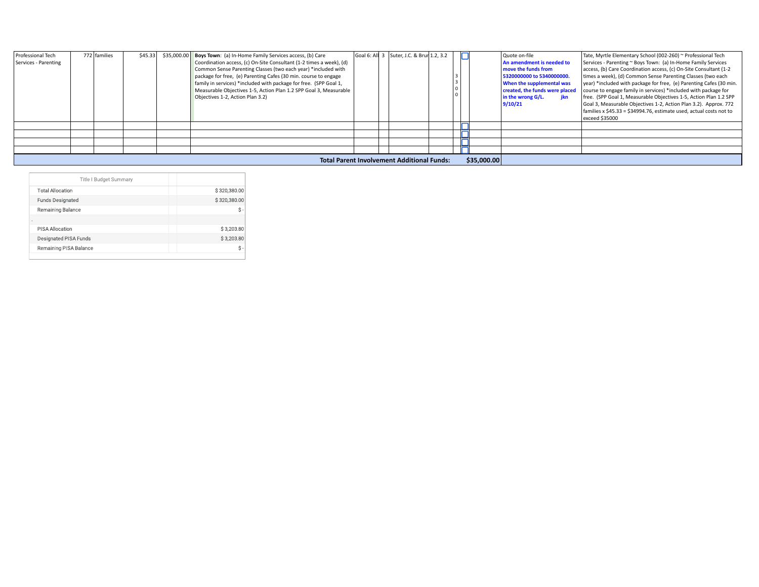| | | | | | | | | | | | | |
|---|---|---|---|---|---|---|---|---|---|---|---|---|
| Professional Tech Services - Parenting | 772 | families | $45.33 | $35,000.00 | **Boys Town**: (a) In-Home Family Services access, (b) Care Coordination access, (c) On-Site Consultant (1-2 times a week), (d) Common Sense Parenting Classes (two each year) *included with package for free, (e) Parenting Cafes (30 min. course to engage family in services) *included with package for free. (SPP Goal 1, Measurable Objectives 1-5, Action Plan 1.2 SPP Goal 3, Measurable Objectives 1-2, Action Plan 3.2) | Goal 6: All | 3 | Suter, J.C. & Brun | 1.2, 3.2 | 3300 | ☐ | Quote on-file **An amendment is needed to move the funds from 5320000000 to 5340000000. When the supplemental was created, the funds were placed in the wrong G/L. jkn 9/10/21** | Tate, Myrtle Elementary School (002-260) ~ Professional Tech Services - Parenting ~ Boys Town: (a) In-Home Family Services access, (b) Care Coordination access, (c) On-Site Consultant (1-2 times a week), (d) Common Sense Parenting Classes (two each year) *included with package for free, (e) Parenting Cafes (30 min. course to engage family in services) *included with package for free. (SPP Goal 1, Measurable Objectives 1-5, Action Plan 1.2 SPP Goal 3, Measurable Objectives 1-2, Action Plan 3.2). Approx. 772 families x $45.33 = $34994.76, estimate used, actual costs not to exceed $35000 |
| | | | | | | | | | | | ☐ | | |
| | | | | | | | | | | | ☐ | | |
| | | | | | | | | | | | ☐ | | |
| | | | | | | | | | | | ☐ | | |

**Total Parent Involvement Additional Funds: $35,000.00**

| Title I Budget Summary | | |
|---|---|---|
| Total Allocation | | $ 320,380.00 |
| Funds Designated | | $ 320,380.00 |
| Remaining Balance | | $ - |
| . | | |
| PISA Allocation | | $ 3,203.80 |
| Designated PISA Funds | | $ 3,203.80 |
| Remaining PISA Balance | | $ - |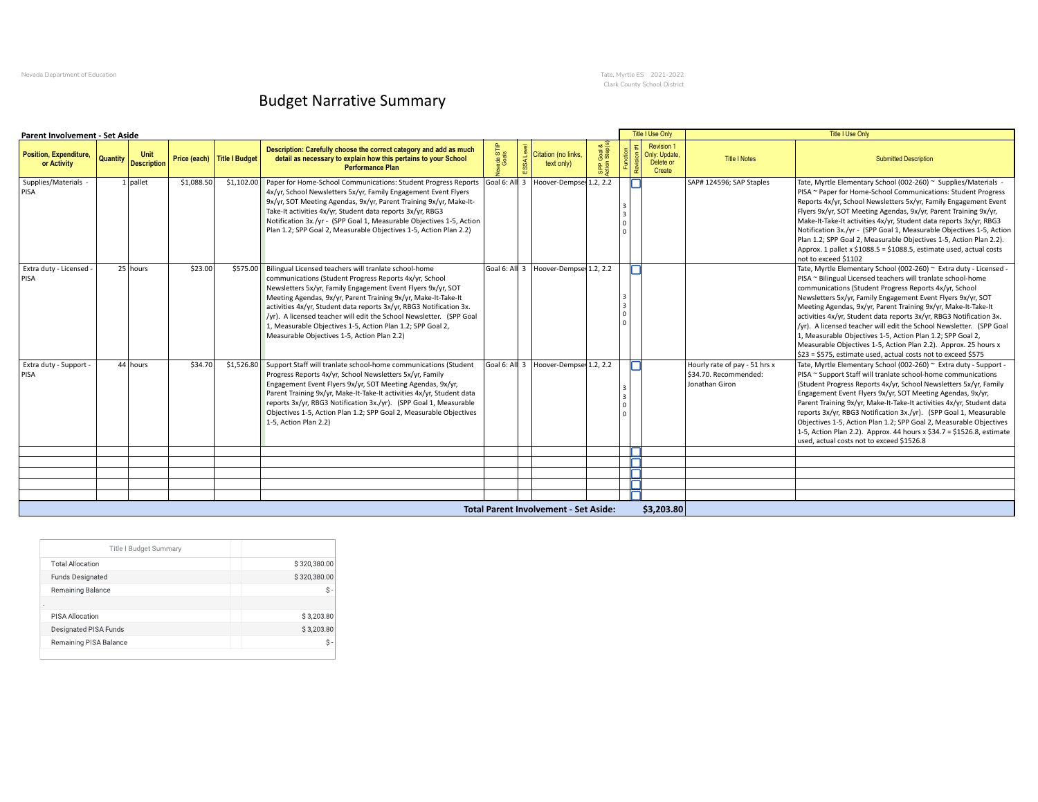# Budget Narrative Summary

**Parent Involvement - Set Aside**

| Position, Expenditure, or Activity | Quantity | Unit Description | Price (each) | Title I Budget | Description: Carefully choose the correct category and add as much detail as necessary to explain how this pertains to your School Performance Plan | Nevada STIP Goals | ESSA Level | Citation (no links, text only) | SPP Goal & Action Step(s) | Title I Use Only: Function | Title I Use Only: Revision #1 | Title I Use Only: Revision 1 Only: Update, Delete or Create | Title I Use Only: Title I Notes | Title I Use Only: Submitted Description |
|---|---|---|---|---|---|---|---|---|---|---|---|---|---|---|
| Supplies/Materials - PISA | 1 | pallet | $1,088.50 | $1,102.00 | Paper for Home-School Communications: Student Progress Reports 4x/yr, School Newsletters 5x/yr, Family Engagement Event Flyers 9x/yr, SOT Meeting Agendas, 9x/yr, Parent Training 9x/yr, Make-It-Take-It activities 4x/yr, Student data reports 3x/yr, RBG3 Notification 3x./yr - (SPP Goal 1, Measurable Objectives 1-5, Action Plan 1.2; SPP Goal 2, Measurable Objectives 1-5, Action Plan 2.2) | Goal 6: All | 3 | Hoover-Dempsey | 1.2, 2.2 | 3300 | | | SAP# 124596; SAP Staples | Tate, Myrtle Elementary School (002-260) ~ Supplies/Materials - PISA ~ Paper for Home-School Communications: Student Progress Reports 4x/yr, School Newsletters 5x/yr, Family Engagement Event Flyers 9x/yr, SOT Meeting Agendas, 9x/yr, Parent Training 9x/yr, Make-It-Take-It activities 4x/yr, Student data reports 3x/yr, RBG3 Notification 3x./yr - (SPP Goal 1, Measurable Objectives 1-5, Action Plan 1.2; SPP Goal 2, Measurable Objectives 1-5, Action Plan 2.2). Approx. 1 pallet x $1088.5 = $1088.5, estimate used, actual costs not to exceed $1102 |
| Extra duty - Licensed - PISA | 25 | hours | $23.00 | $575.00 | Bilingual Licensed teachers will tranlate school-home communications (Student Progress Reports 4x/yr, School Newsletters 5x/yr, Family Engagement Event Flyers 9x/yr, SOT Meeting Agendas, 9x/yr, Parent Training 9x/yr, Make-It-Take-It activities 4x/yr, Student data reports 3x/yr, RBG3 Notification 3x. /yr). A licensed teacher will edit the School Newsletter. (SPP Goal 1, Measurable Objectives 1-5, Action Plan 1.2; SPP Goal 2, Measurable Objectives 1-5, Action Plan 2.2) | Goal 6: All | 3 | Hoover-Dempsey | 1.2, 2.2 | 3300 | | | | Tate, Myrtle Elementary School (002-260) ~ Extra duty - Licensed - PISA ~ Bilingual Licensed teachers will tranlate school-home communications (Student Progress Reports 4x/yr, School Newsletters 5x/yr, Family Engagement Event Flyers 9x/yr, SOT Meeting Agendas, 9x/yr, Parent Training 9x/yr, Make-It-Take-It activities 4x/yr, Student data reports 3x/yr, RBG3 Notification 3x. /yr). A licensed teacher will edit the School Newsletter. (SPP Goal 1, Measurable Objectives 1-5, Action Plan 1.2; SPP Goal 2, Measurable Objectives 1-5, Action Plan 2.2). Approx. 25 hours x $23 = $575, estimate used, actual costs not to exceed $575 |
| Extra duty - Support - PISA | 44 | hours | $34.70 | $1,526.80 | Support Staff will tranlate school-home communications (Student Progress Reports 4x/yr, School Newsletters 5x/yr, Family Engagement Event Flyers 9x/yr, SOT Meeting Agendas, 9x/yr, Parent Training 9x/yr, Make-It-Take-It activities 4x/yr, Student data reports 3x/yr, RBG3 Notification 3x./yr). (SPP Goal 1, Measurable Objectives 1-5, Action Plan 1.2; SPP Goal 2, Measurable Objectives 1-5, Action Plan 2.2) | Goal 6: All | 3 | Hoover-Dempsey | 1.2, 2.2 | 3300 | | | Hourly rate of pay - 51 hrs x $34.70. Recommended: Jonathan Giron | Tate, Myrtle Elementary School (002-260) ~ Extra duty - Support - PISA ~ Support Staff will tranlate school-home communications (Student Progress Reports 4x/yr, School Newsletters 5x/yr, Family Engagement Event Flyers 9x/yr, SOT Meeting Agendas, 9x/yr, Parent Training 9x/yr, Make-It-Take-It activities 4x/yr, Student data reports 3x/yr, RBG3 Notification 3x./yr). (SPP Goal 1, Measurable Objectives 1-5, Action Plan 1.2; SPP Goal 2, Measurable Objectives 1-5, Action Plan 2.2). Approx. 44 hours x $34.7 = $1526.8, estimate used, actual costs not to exceed $1526.8 |
| | | | | | | | | | **Total Parent Involvement - Set Aside:** | | | **$3,203.80** | | |

| Title I Budget Summary | |
|---|---|
| Total Allocation | $ 320,380.00 |
| Funds Designated | $ 320,380.00 |
| Remaining Balance | $ - |
| | |
| PISA Allocation | $ 3,203.80 |
| Designated PISA Funds | $ 3,203.80 |
| Remaining PISA Balance | $ - |